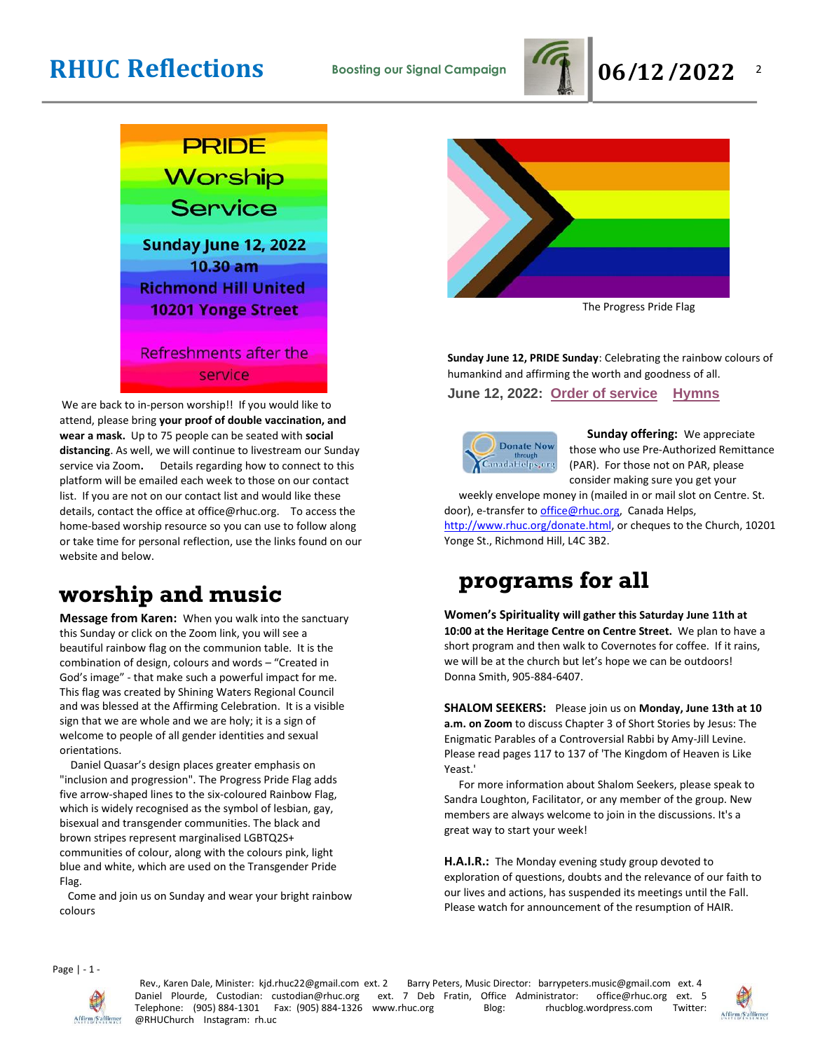# RHUC Reflections

**Boosting our Signal Campaign**

**06/12/2022**

**PRIDE Worship Service**

**Sunday June 12, 2022**
**10.30 am**
**Richmond Hill United**
**10201 Yonge Street**

Refreshments after the service

We are back to in-person worship!! If you would like to attend, please bring **your proof of double vaccination, and wear a mask.** Up to 75 people can be seated with **social distancing**. As well, we will continue to livestream our Sunday service via Zoom**.** Details regarding how to connect to this platform will be emailed each week to those on our contact list. If you are not on our contact list and would like these details, contact the office at office@rhuc.org. To access the home-based worship resource so you can use to follow along or take time for personal reflection, use the links found on our website and below.

The Progress Pride Flag

**Sunday June 12, PRIDE Sunday**: Celebrating the rainbow colours of humankind and affirming the worth and goodness of all.

**June 12, 2022: Order of service Hymns**

**Sunday offering:** We appreciate those who use Pre-Authorized Remittance (PAR). For those not on PAR, please consider making sure you get your weekly envelope money in (mailed in or mail slot on Centre. St. door), e-transfer to office@rhuc.org, Canada Helps, http://www.rhuc.org/donate.html, or cheques to the Church, 10201 Yonge St., Richmond Hill, L4C 3B2.

## worship and music

**Message from Karen:** When you walk into the sanctuary this Sunday or click on the Zoom link, you will see a beautiful rainbow flag on the communion table. It is the combination of design, colours and words – "Created in God's image" - that make such a powerful impact for me. This flag was created by Shining Waters Regional Council and was blessed at the Affirming Celebration. It is a visible sign that we are whole and we are holy; it is a sign of welcome to people of all gender identities and sexual orientations.

Daniel Quasar's design places greater emphasis on "inclusion and progression". The Progress Pride Flag adds five arrow-shaped lines to the six-coloured Rainbow Flag, which is widely recognised as the symbol of lesbian, gay, bisexual and transgender communities. The black and brown stripes represent marginalised LGBTQ2S+ communities of colour, along with the colours pink, light blue and white, which are used on the Transgender Pride Flag.

Come and join us on Sunday and wear your bright rainbow colours

## programs for all

**Women's Spirituality will gather this Saturday June 11th at 10:00 at the Heritage Centre on Centre Street.** We plan to have a short program and then walk to Covernotes for coffee. If it rains, we will be at the church but let's hope we can be outdoors! Donna Smith, 905-884-6407.

**SHALOM SEEKERS:** Please join us on **Monday, June 13th at 10 a.m. on Zoom** to discuss Chapter 3 of Short Stories by Jesus: The Enigmatic Parables of a Controversial Rabbi by Amy-Jill Levine. Please read pages 117 to 137 of 'The Kingdom of Heaven is Like Yeast.'

For more information about Shalom Seekers, please speak to Sandra Loughton, Facilitator, or any member of the group. New members are always welcome to join in the discussions. It's a great way to start your week!

**H.A.I.R.:** The Monday evening study group devoted to exploration of questions, doubts and the relevance of our faith to our lives and actions, has suspended its meetings until the Fall. Please watch for announcement of the resumption of HAIR.

Rev., Karen Dale, Minister: kjd.rhuc22@gmail.com ext. 2 Barry Peters, Music Director: barrypeters.music@gmail.com ext. 4
Daniel Plourde, Custodian: custodian@rhuc.org ext. 7 Deb Fratin, Office Administrator: office@rhuc.org ext. 5
Telephone: (905) 884-1301 Fax: (905) 884-1326 www.rhuc.org Blog: rhucblog.wordpress.com Twitter: @RHUChurch Instagram: rh.uc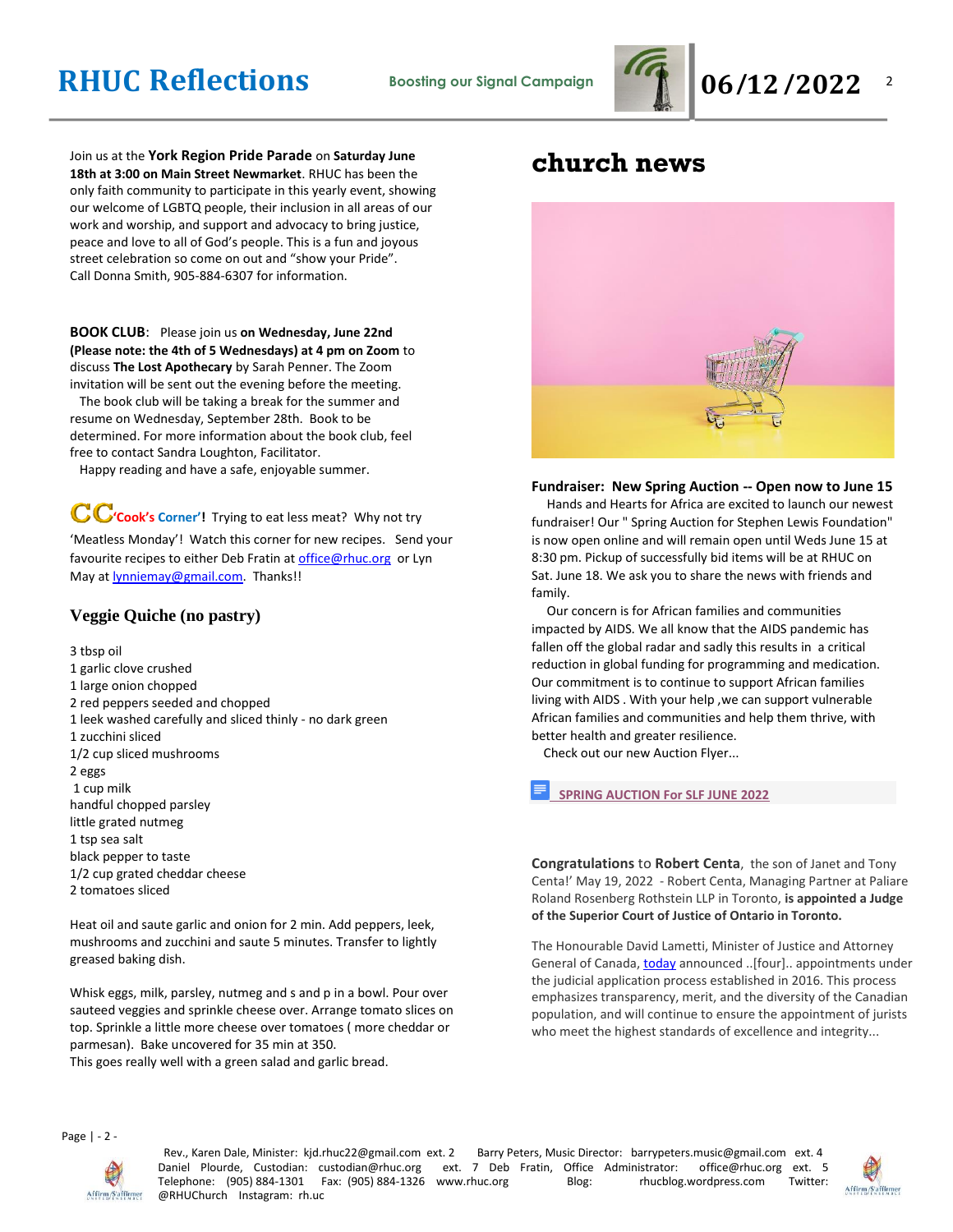Join us at the **York Region Pride Parade** on **Saturday June 18th at 3:00 on Main Street Newmarket**. RHUC has been the only faith community to participate in this yearly event, showing our welcome of LGBTQ people, their inclusion in all areas of our work and worship, and support and advocacy to bring justice, peace and love to all of God's people. This is a fun and joyous street celebration so come on out and "show your Pride". Call Donna Smith, 905-884-6307 for information.

**BOOK CLUB**: Please join us **on Wednesday, June 22nd (Please note: the 4th of 5 Wednesdays) at 4 pm on Zoom** to discuss **The Lost Apothecary** by Sarah Penner. The Zoom invitation will be sent out the evening before the meeting.

The book club will be taking a break for the summer and resume on Wednesday, September 28th. Book to be determined. For more information about the book club, feel free to contact Sandra Loughton, Facilitator.

Happy reading and have a safe, enjoyable summer.

**CC 'Cook's Corner'!** Trying to eat less meat? Why not try 'Meatless Monday'! Watch this corner for new recipes. Send your favourite recipes to either Deb Fratin at office@rhuc.org or Lyn May at lynniemay@gmail.com. Thanks!!

### Veggie Quiche (no pastry)

3 tbsp oil
1 garlic clove crushed
1 large onion chopped
2 red peppers seeded and chopped
1 leek washed carefully and sliced thinly - no dark green
1 zucchini sliced
1/2 cup sliced mushrooms
2 eggs
1 cup milk
handful chopped parsley
little grated nutmeg
1 tsp sea salt
black pepper to taste
1/2 cup grated cheddar cheese
2 tomatoes sliced

Heat oil and saute garlic and onion for 2 min. Add peppers, leek, mushrooms and zucchini and saute 5 minutes. Transfer to lightly greased baking dish.

Whisk eggs, milk, parsley, nutmeg and s and p in a bowl. Pour over sauteed veggies and sprinkle cheese over. Arrange tomato slices on top. Sprinkle a little more cheese over tomatoes ( more cheddar or parmesan). Bake uncovered for 35 min at 350.
This goes really well with a green salad and garlic bread.

# church news

**Fundraiser: New Spring Auction -- Open now to June 15**

Hands and Hearts for Africa are excited to launch our newest fundraiser! Our " Spring Auction for Stephen Lewis Foundation" is now open online and will remain open until Weds June 15 at 8:30 pm. Pickup of successfully bid items will be at RHUC on Sat. June 18. We ask you to share the news with friends and family.

Our concern is for African families and communities impacted by AIDS. We all know that the AIDS pandemic has fallen off the global radar and sadly this results in a critical reduction in global funding for programming and medication. Our commitment is to continue to support African families living with AIDS . With your help ,we can support vulnerable African families and communities and help them thrive, with better health and greater resilience.

Check out our new Auction Flyer...

SPRING AUCTION For SLF JUNE 2022

**Congratulations** to **Robert Centa**, the son of Janet and Tony Centa!' May 19, 2022 - Robert Centa, Managing Partner at Paliare Roland Rosenberg Rothstein LLP in Toronto, **is appointed a Judge of the Superior Court of Justice of Ontario in Toronto.**

The Honourable David Lametti, Minister of Justice and Attorney General of Canada, today announced ..[four].. appointments under the judicial application process established in 2016. This process emphasizes transparency, merit, and the diversity of the Canadian population, and will continue to ensure the appointment of jurists who meet the highest standards of excellence and integrity...

Rev., Karen Dale, Minister: kjd.rhuc22@gmail.com ext. 2 Barry Peters, Music Director: barrypeters.music@gmail.com ext. 4
Daniel Plourde, Custodian: custodian@rhuc.org ext. 7 Deb Fratin, Office Administrator: office@rhuc.org ext. 5
Telephone: (905) 884-1301 Fax: (905) 884-1326 www.rhuc.org Blog: rhucblog.wordpress.com Twitter: @RHUChurch Instagram: rh.uc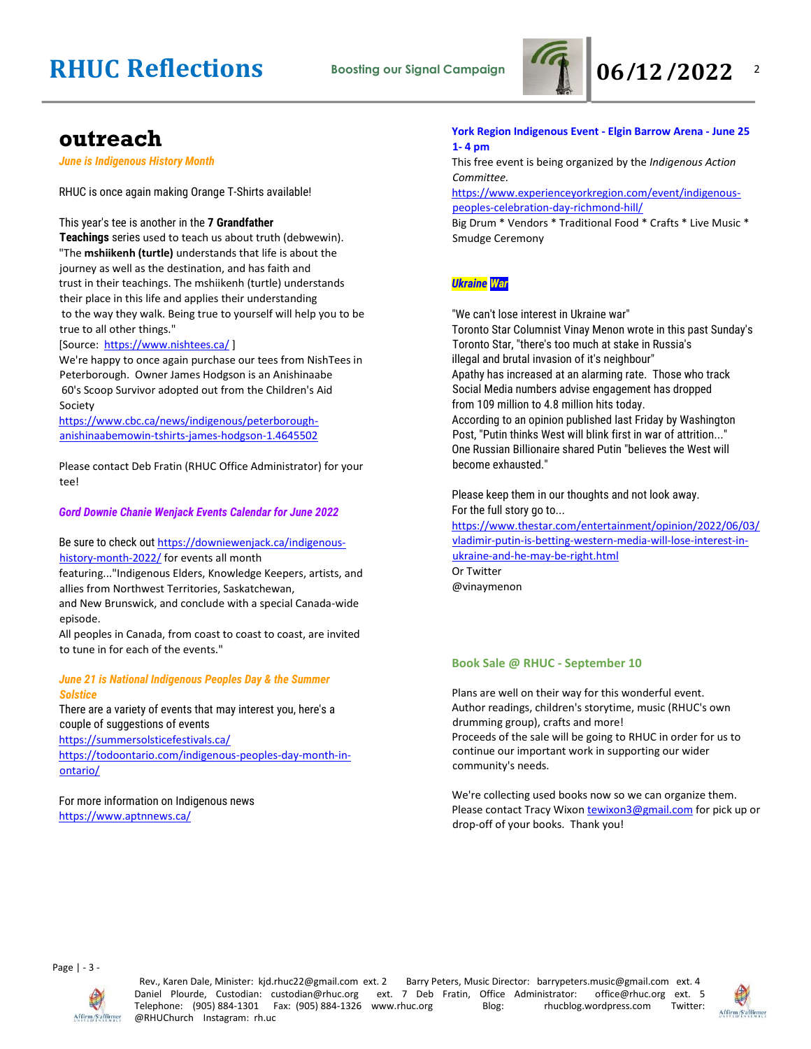# outreach

***June is Indigenous History Month***

RHUC is once again making Orange T-Shirts available!

This year's tee is another in the **7 Grandfather Teachings** series used to teach us about truth (debwewin). "The **mshiikenh (turtle)** understands that life is about the journey as well as the destination, and has faith and trust in their teachings. The mshiikenh (turtle) understands their place in this life and applies their understanding to the way they walk. Being true to yourself will help you to be true to all other things."
[Source: https://www.nishtees.ca/ ]
We're happy to once again purchase our tees from NishTees in Peterborough. Owner James Hodgson is an Anishinaabe 60's Scoop Survivor adopted out from the Children's Aid Society
https://www.cbc.ca/news/indigenous/peterborough-anishinaabemowin-tshirts-james-hodgson-1.4645502

Please contact Deb Fratin (RHUC Office Administrator) for your tee!

***Gord Downie Chanie Wenjack Events Calendar for June 2022***

Be sure to check out https://downiewenjack.ca/indigenous-history-month-2022/ for events all month featuring..."Indigenous Elders, Knowledge Keepers, artists, and allies from Northwest Territories, Saskatchewan, and New Brunswick, and conclude with a special Canada-wide episode.
All peoples in Canada, from coast to coast to coast, are invited to tune in for each of the events."

***June 21 is National Indigenous Peoples Day & the Summer Solstice***

There are a variety of events that may interest you, here's a couple of suggestions of events
https://summersolsticefestivals.ca/
https://todoontario.com/indigenous-peoples-day-month-in-ontario/

For more information on Indigenous news
https://www.aptnnews.ca/

**York Region Indigenous Event - Elgin Barrow Arena - June 25 1- 4 pm**

This free event is being organized by the *Indigenous Action Committee.*
https://www.experienceyorkregion.com/event/indigenous-peoples-celebration-day-richmond-hill/
Big Drum * Vendors * Traditional Food * Crafts * Live Music * Smudge Ceremony

***Ukraine War***

"We can't lose interest in Ukraine war"
Toronto Star Columnist Vinay Menon wrote in this past Sunday's Toronto Star, "there's too much at stake in Russia's illegal and brutal invasion of it's neighbour"
Apathy has increased at an alarming rate. Those who track Social Media numbers advise engagement has dropped from 109 million to 4.8 million hits today.
According to an opinion published last Friday by Washington Post, "Putin thinks West will blink first in war of attrition..."
One Russian Billionaire shared Putin "believes the West will become exhausted."

Please keep them in our thoughts and not look away.
For the full story go to...
https://www.thestar.com/entertainment/opinion/2022/06/03/vladimir-putin-is-betting-western-media-will-lose-interest-in-ukraine-and-he-may-be-right.html
Or Twitter
@vinaymenon

**Book Sale @ RHUC - September 10**

Plans are well on their way for this wonderful event.
Author readings, children's storytime, music (RHUC's own drumming group), crafts and more!
Proceeds of the sale will be going to RHUC in order for us to continue our important work in supporting our wider community's needs.

We're collecting used books now so we can organize them.
Please contact Tracy Wixon tewixon3@gmail.com for pick up or drop-off of your books. Thank you!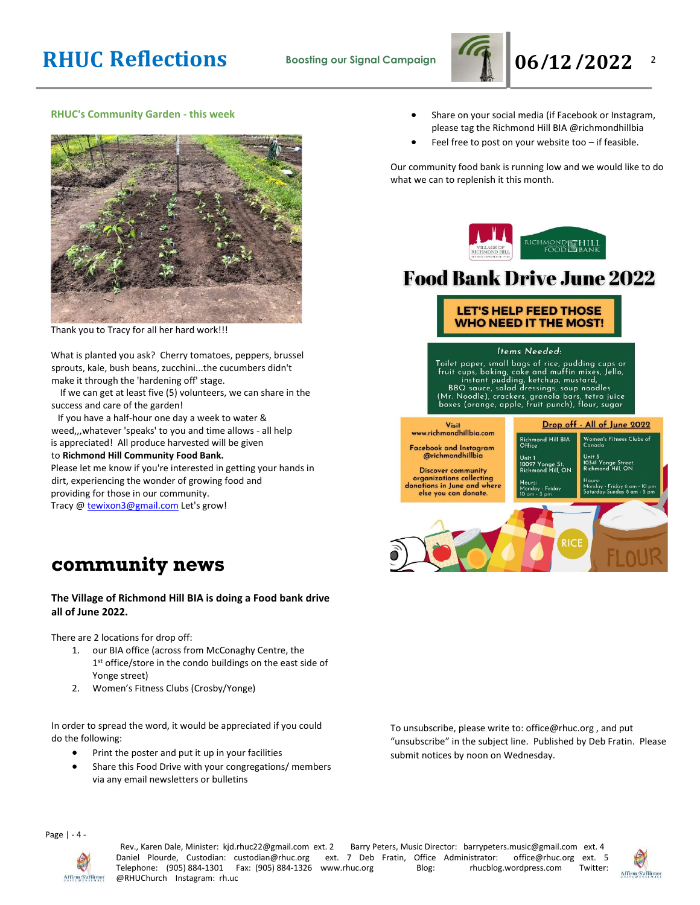### RHUC's Community Garden - this week

Thank you to Tracy for all her hard work!!!

What is planted you ask? Cherry tomatoes, peppers, brussel sprouts, kale, bush beans, zucchini...the cucumbers didn't make it through the 'hardening off' stage.

If we can get at least five (5) volunteers, we can share in the success and care of the garden!

If you have a half-hour one day a week to water & weed,,,whatever 'speaks' to you and time allows - all help is appreciated! All produce harvested will be given to **Richmond Hill Community Food Bank.**

Please let me know if you're interested in getting your hands in dirt, experiencing the wonder of growing food and providing for those in our community.

Tracy @ tewixon3@gmail.com Let's grow!

# community news

**The Village of Richmond Hill BIA is doing a Food bank drive all of June 2022.**

There are 2 locations for drop off:

1. our BIA office (across from McConaghy Centre, the 1st office/store in the condo buildings on the east side of Yonge street)
2. Women's Fitness Clubs (Crosby/Yonge)

In order to spread the word, it would be appreciated if you could do the following:

- Print the poster and put it up in your facilities
- Share this Food Drive with your congregations/ members via any email newsletters or bulletins
- Share on your social media (if Facebook or Instagram, please tag the Richmond Hill BIA @richmondhillbia
- Feel free to post on your website too – if feasible.

Our community food bank is running low and we would like to do what we can to replenish it this month.

VILLAGE OF RICHMOND HILL

RICHMOND HILL FOOD BANK

## Food Bank Drive June 2022

**LET'S HELP FEED THOSE WHO NEED IT THE MOST!**

*Items Needed:*

Toilet paper, small bags of rice, pudding cups or fruit cups, baking, cake and muffin mixes, Jello, instant pudding, ketchup, mustard, BBQ sauce, salad dressings, soup noodles (Mr. Noodle), crackers, granola bars, tetra juice boxes (orange, apple, fruit punch), flour, sugar

Visit www.richmondhillbia.com

Facebook and Instagram @richmondhillbia

Discover community organizations collecting donations in June and where else you can donate.

**Drop off - All of June 2022**

| Richmond Hill BIA Office | Women's Fitness Clubs of Canada |
|---|---|
| Unit 1, 10097 Yonge St. Richmond Hill, ON | Unit 3, 10341 Yonge Street, Richmond Hill, ON |
| Hours: Monday - Friday 10 am - 3 pm | Hours: Monday - Friday 6 am - 10 pm, Saturday-Sunday 8 am - 5 pm |

RICE

FLOUR

To unsubscribe, please write to: office@rhuc.org , and put "unsubscribe" in the subject line. Published by Deb Fratin. Please submit notices by noon on Wednesday.

Rev., Karen Dale, Minister: kjd.rhuc22@gmail.com ext. 2 Barry Peters, Music Director: barrypeters.music@gmail.com ext. 4
Daniel Plourde, Custodian: custodian@rhuc.org ext. 7 Deb Fratin, Office Administrator: office@rhuc.org ext. 5
Telephone: (905) 884-1301 Fax: (905) 884-1326 www.rhuc.org Blog: rhucblog.wordpress.com Twitter: @RHUChurch Instagram: rh.uc